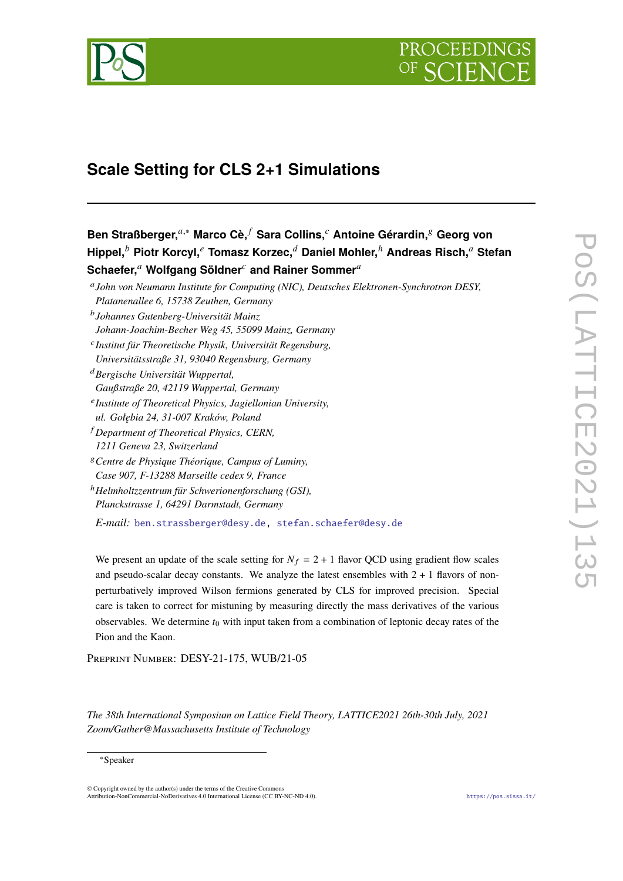# Scale Setting for CLS 2+1 Simulations

**Ben Straßberger,**[a,*] **Marco Cè,**[f] **Sara Collins,**[c] **Antoine Gérardin,**[g] **Georg von Hippel,**[b] **Piotr Korcyl,**[e] **Tomasz Korzec,**[d] **Daniel Mohler,**[h] **Andreas Risch,**[a] **Stefan Schaefer,**[a] **Wolfgang Söldner**[c] **and Rainer Sommer**[a]

[a] *John von Neumann Institute for Computing (NIC), Deutsches Elektronen-Synchrotron DESY, Platanenallee 6, 15738 Zeuthen, Germany*

[b] *Johannes Gutenberg-Universität Mainz Johann-Joachim-Becher Weg 45, 55099 Mainz, Germany*

[c] *Institut für Theoretische Physik, Universität Regensburg, Universitätsstraße 31, 93040 Regensburg, Germany*

[d] *Bergische Universität Wuppertal, Gaußstraße 20, 42119 Wuppertal, Germany*

[e] *Institute of Theoretical Physics, Jagiellonian University, ul. Gołębia 24, 31-007 Kraków, Poland*

[f] *Department of Theoretical Physics, CERN, 1211 Geneva 23, Switzerland*

[g] *Centre de Physique Théorique, Campus of Luminy, Case 907, F-13288 Marseille cedex 9, France*

[h] *Helmholtzzentrum für Schwerionenforschung (GSI), Planckstrasse 1, 64291 Darmstadt, Germany*

*E-mail:* ben.strassberger@desy.de, stefan.schaefer@desy.de

We present an update of the scale setting for $N_f = 2+1$ flavor QCD using gradient flow scales and pseudo-scalar decay constants. We analyze the latest ensembles with $2+1$ flavors of non-perturbatively improved Wilson fermions generated by CLS for improved precision. Special care is taken to correct for mistuning by measuring directly the mass derivatives of the various observables. We determine $t_0$ with input taken from a combination of leptonic decay rates of the Pion and the Kaon.

Preprint Number: DESY-21-175, WUB/21-05

*The 38th International Symposium on Lattice Field Theory, LATTICE2021 26th-30th July, 2021 Zoom/Gather@Massachusetts Institute of Technology*

*Speaker

© Copyright owned by the author(s) under the terms of the Creative Commons Attribution-NonCommercial-NoDerivatives 4.0 International License (CC BY-NC-ND 4.0).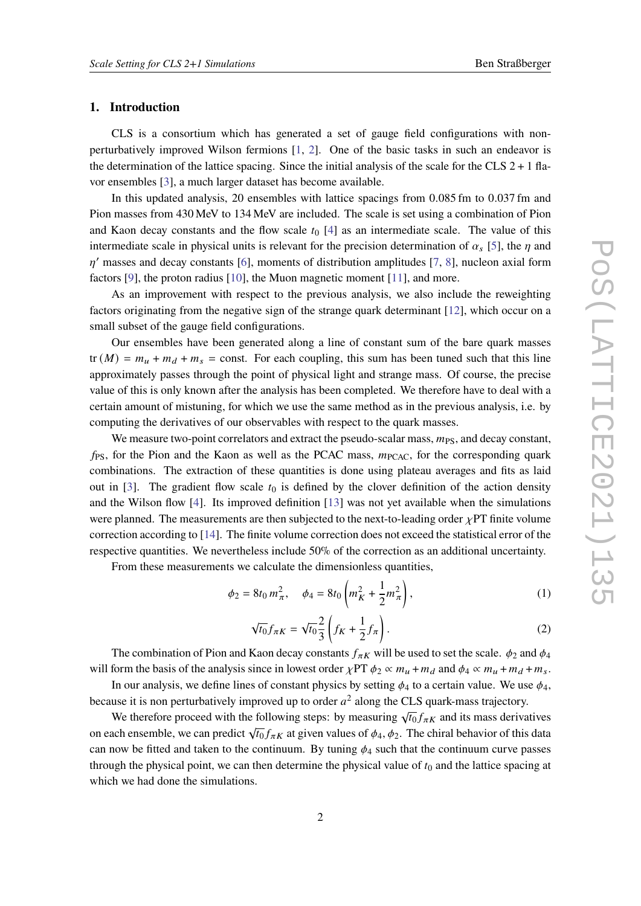## 1. Introduction

CLS is a consortium which has generated a set of gauge field configurations with non-perturbatively improved Wilson fermions [1, 2]. One of the basic tasks in such an endeavor is the determination of the lattice spacing. Since the initial analysis of the scale for the CLS $2+1$ flavor ensembles [3], a much larger dataset has become available.

In this updated analysis, 20 ensembles with lattice spacings from 0.085 fm to 0.037 fm and Pion masses from 430 MeV to 134 MeV are included. The scale is set using a combination of Pion and Kaon decay constants and the flow scale $t_0$ [4] as an intermediate scale. The value of this intermediate scale in physical units is relevant for the precision determination of $\alpha_s$ [5], the $\eta$ and $\eta'$ masses and decay constants [6], moments of distribution amplitudes [7, 8], nucleon axial form factors [9], the proton radius [10], the Muon magnetic moment [11], and more.

As an improvement with respect to the previous analysis, we also include the reweighting factors originating from the negative sign of the strange quark determinant [12], which occur on a small subset of the gauge field configurations.

Our ensembles have been generated along a line of constant sum of the bare quark masses $\mathrm{tr}\,(M) = m_u + m_d + m_s = \text{const}$. For each coupling, this sum has been tuned such that this line approximately passes through the point of physical light and strange mass. Of course, the precise value of this is only known after the analysis has been completed. We therefore have to deal with a certain amount of mistuning, for which we use the same method as in the previous analysis, i.e. by computing the derivatives of our observables with respect to the quark masses.

We measure two-point correlators and extract the pseudo-scalar mass, $m_{\text{PS}}$, and decay constant, $f_{\text{PS}}$, for the Pion and the Kaon as well as the PCAC mass, $m_{\text{PCAC}}$, for the corresponding quark combinations. The extraction of these quantities is done using plateau averages and fits as laid out in [3]. The gradient flow scale $t_0$ is defined by the clover definition of the action density and the Wilson flow [4]. Its improved definition [13] was not yet available when the simulations were planned. The measurements are then subjected to the next-to-leading order $\chi$PT finite volume correction according to [14]. The finite volume correction does not exceed the statistical error of the respective quantities. We nevertheless include 50% of the correction as an additional uncertainty.

From these measurements we calculate the dimensionless quantities,

$$\phi_2 = 8t_0\, m_\pi^2, \quad \phi_4 = 8t_0 \left( m_K^2 + \frac{1}{2} m_\pi^2 \right), \tag{1}$$

$$\sqrt{t_0} f_{\pi K} = \sqrt{t_0} \frac{2}{3} \left( f_K + \frac{1}{2} f_\pi \right). \tag{2}$$

The combination of Pion and Kaon decay constants $f_{\pi K}$ will be used to set the scale. $\phi_2$ and $\phi_4$ will form the basis of the analysis since in lowest order $\chi$PT $\phi_2 \propto m_u + m_d$ and $\phi_4 \propto m_u + m_d + m_s$.

In our analysis, we define lines of constant physics by setting $\phi_4$ to a certain value. We use $\phi_4$, because it is non perturbatively improved up to order $a^2$ along the CLS quark-mass trajectory.

We therefore proceed with the following steps: by measuring $\sqrt{t_0} f_{\pi K}$ and its mass derivatives on each ensemble, we can predict $\sqrt{t_0} f_{\pi K}$ at given values of $\phi_4, \phi_2$. The chiral behavior of this data can now be fitted and taken to the continuum. By tuning $\phi_4$ such that the continuum curve passes through the physical point, we can then determine the physical value of $t_0$ and the lattice spacing at which we had done the simulations.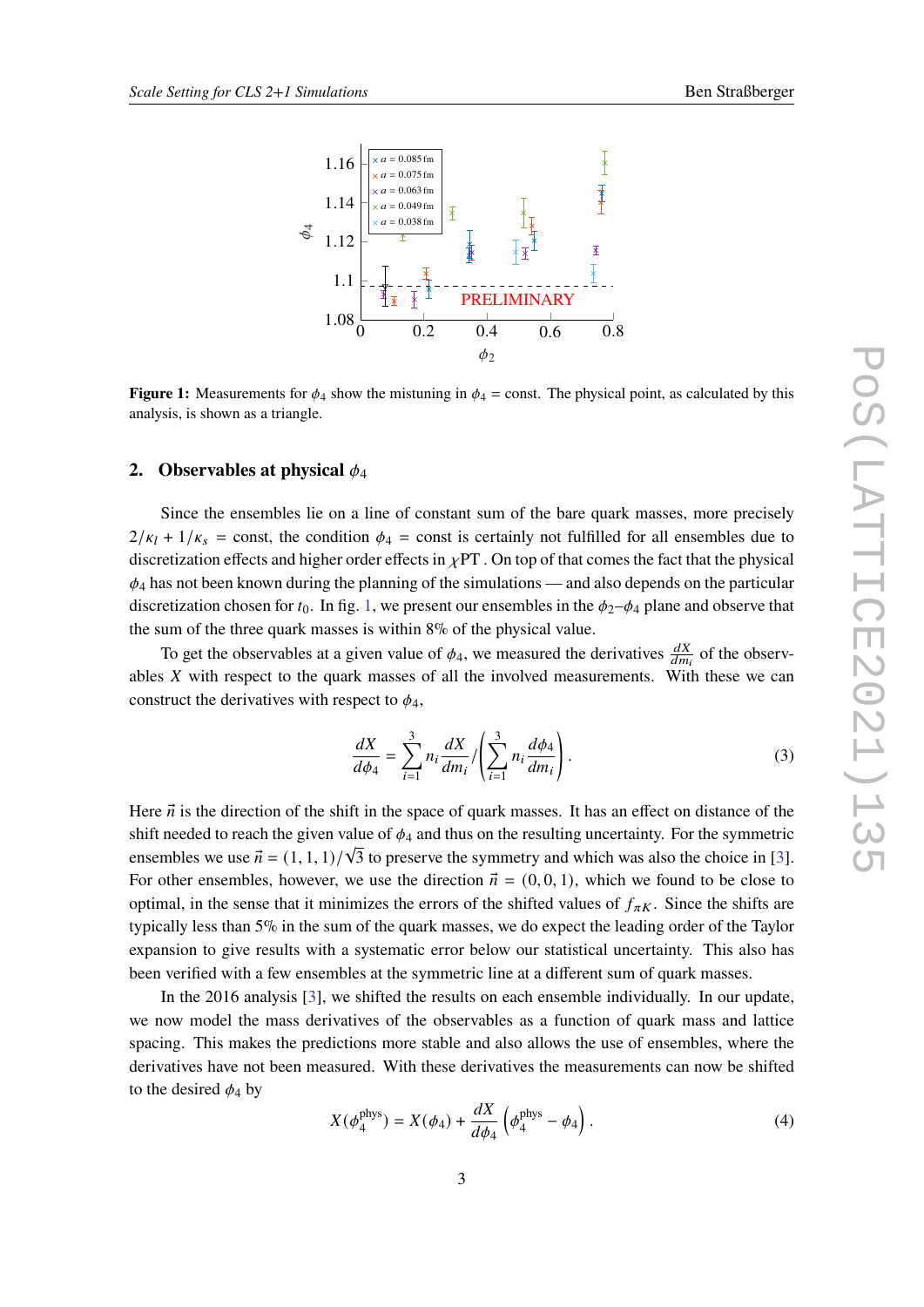**Figure 1:** Measurements for $\phi_4$ show the mistuning in $\phi_4 = \text{const}$. The physical point, as calculated by this analysis, is shown as a triangle.

## 2. Observables at physical $\phi_4$

Since the ensembles lie on a line of constant sum of the bare quark masses, more precisely $2/\kappa_l + 1/\kappa_s = \text{const}$, the condition $\phi_4 = \text{const}$ is certainly not fulfilled for all ensembles due to discretization effects and higher order effects in $\chi$PT . On top of that comes the fact that the physical $\phi_4$ has not been known during the planning of the simulations — and also depends on the particular discretization chosen for $t_0$. In fig. 1, we present our ensembles in the $\phi_2$–$\phi_4$ plane and observe that the sum of the three quark masses is within 8% of the physical value.

To get the observables at a given value of $\phi_4$, we measured the derivatives $\frac{dX}{dm_i}$ of the observables $X$ with respect to the quark masses of all the involved measurements. With these we can construct the derivatives with respect to $\phi_4$,

$$\frac{dX}{d\phi_4} = \sum_{i=1}^{3} n_i \frac{dX}{dm_i} \Big/ \left( \sum_{i=1}^{3} n_i \frac{d\phi_4}{dm_i} \right). \tag{3}$$

Here $\vec{n}$ is the direction of the shift in the space of quark masses. It has an effect on distance of the shift needed to reach the given value of $\phi_4$ and thus on the resulting uncertainty. For the symmetric ensembles we use $\vec{n} = (1, 1, 1)/\sqrt{3}$ to preserve the symmetry and which was also the choice in [3]. For other ensembles, however, we use the direction $\vec{n} = (0, 0, 1)$, which we found to be close to optimal, in the sense that it minimizes the errors of the shifted values of $f_{\pi K}$. Since the shifts are typically less than 5% in the sum of the quark masses, we do expect the leading order of the Taylor expansion to give results with a systematic error below our statistical uncertainty. This also has been verified with a few ensembles at the symmetric line at a different sum of quark masses.

In the 2016 analysis [3], we shifted the results on each ensemble individually. In our update, we now model the mass derivatives of the observables as a function of quark mass and lattice spacing. This makes the predictions more stable and also allows the use of ensembles, where the derivatives have not been measured. With these derivatives the measurements can now be shifted to the desired $\phi_4$ by

$$X(\phi_4^{\text{phys}}) = X(\phi_4) + \frac{dX}{d\phi_4} \left( \phi_4^{\text{phys}} - \phi_4 \right). \tag{4}$$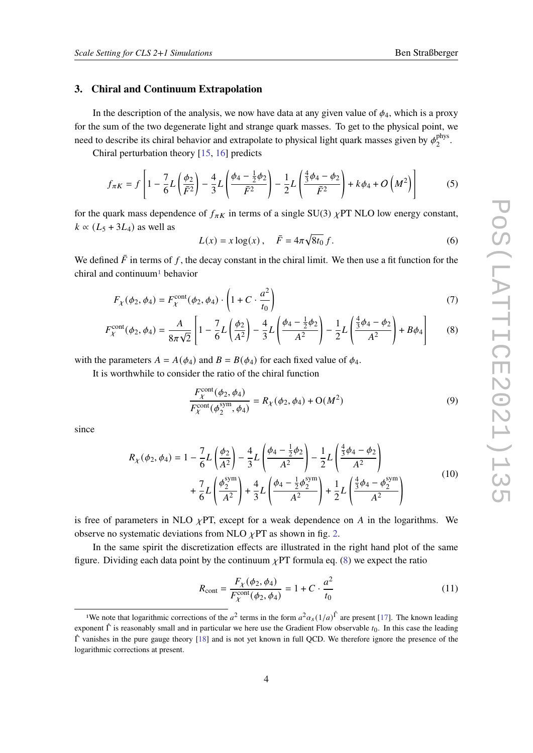## 3. Chiral and Continuum Extrapolation

In the description of the analysis, we now have data at any given value of $\phi_4$, which is a proxy for the sum of the two degenerate light and strange quark masses. To get to the physical point, we need to describe its chiral behavior and extrapolate to physical light quark masses given by $\phi_2^{\text{phys}}$.

Chiral perturbation theory [15, 16] predicts

$$f_{\pi K} = f\left[1 - \frac{7}{6}L\left(\frac{\phi_2}{\bar{F}^2}\right) - \frac{4}{3}L\left(\frac{\phi_4 - \frac{1}{2}\phi_2}{\bar{F}^2}\right) - \frac{1}{2}L\left(\frac{\frac{4}{3}\phi_4 - \phi_2}{\bar{F}^2}\right) + k\phi_4 + O\left(M^2\right)\right] \tag{5}$$

for the quark mass dependence of $f_{\pi K}$ in terms of a single SU(3) $\chi$PT NLO low energy constant, $k \propto (L_5 + 3L_4)$ as well as

$$L(x) = x\log(x)\,, \quad \bar{F} = 4\pi\sqrt{8t_0}\, f\,. \tag{6}$$

We defined $\bar{F}$ in terms of $f$, the decay constant in the chiral limit. We then use a fit function for the chiral and continuum[1] behavior

$$F_\chi(\phi_2, \phi_4) = F_\chi^{\text{cont}}(\phi_2, \phi_4) \cdot \left(1 + C \cdot \frac{a^2}{t_0}\right) \tag{7}$$

$$F_\chi^{\text{cont}}(\phi_2, \phi_4) = \frac{A}{8\pi\sqrt{2}}\left[1 - \frac{7}{6}L\left(\frac{\phi_2}{A^2}\right) - \frac{4}{3}L\left(\frac{\phi_4 - \frac{1}{2}\phi_2}{A^2}\right) - \frac{1}{2}L\left(\frac{\frac{4}{3}\phi_4 - \phi_2}{A^2}\right) + B\phi_4\right] \tag{8}$$

with the parameters $A = A(\phi_4)$ and $B = B(\phi_4)$ for each fixed value of $\phi_4$.

It is worthwhile to consider the ratio of the chiral function

$$\frac{F_\chi^{\text{cont}}(\phi_2, \phi_4)}{F_\chi^{\text{cont}}(\phi_2^{\text{sym}}, \phi_4)} = R_\chi(\phi_2, \phi_4) + \text{O}(M^2) \tag{9}$$

since

$$\begin{aligned} R_\chi(\phi_2, \phi_4) = 1 &- \frac{7}{6}L\left(\frac{\phi_2}{A^2}\right) - \frac{4}{3}L\left(\frac{\phi_4 - \frac{1}{2}\phi_2}{A^2}\right) - \frac{1}{2}L\left(\frac{\frac{4}{3}\phi_4 - \phi_2}{A^2}\right) \\ &+ \frac{7}{6}L\left(\frac{\phi_2^{\text{sym}}}{A^2}\right) + \frac{4}{3}L\left(\frac{\phi_4 - \frac{1}{2}\phi_2^{\text{sym}}}{A^2}\right) + \frac{1}{2}L\left(\frac{\frac{4}{3}\phi_4 - \phi_2^{\text{sym}}}{A^2}\right) \end{aligned} \tag{10}$$

is free of parameters in NLO $\chi$PT, except for a weak dependence on $A$ in the logarithms. We observe no systematic deviations from NLO $\chi$PT as shown in fig. 2.

In the same spirit the discretization effects are illustrated in the right hand plot of the same figure. Dividing each data point by the continuum $\chi$PT formula eq. (8) we expect the ratio

$$R_{\text{cont}} = \frac{F_\chi(\phi_2, \phi_4)}{F_\chi^{\text{cont}}(\phi_2, \phi_4)} = 1 + C \cdot \frac{a^2}{t_0} \tag{11}$$

[1] We note that logarithmic corrections of the $a^2$ terms in the form $a^2\alpha_s(1/a)^{\hat{\Gamma}}$ are present [17]. The known leading exponent $\hat{\Gamma}$ is reasonably small and in particular we here use the Gradient Flow observable $t_0$. In this case the leading $\hat{\Gamma}$ vanishes in the pure gauge theory [18] and is not yet known in full QCD. We therefore ignore the presence of the logarithmic corrections at present.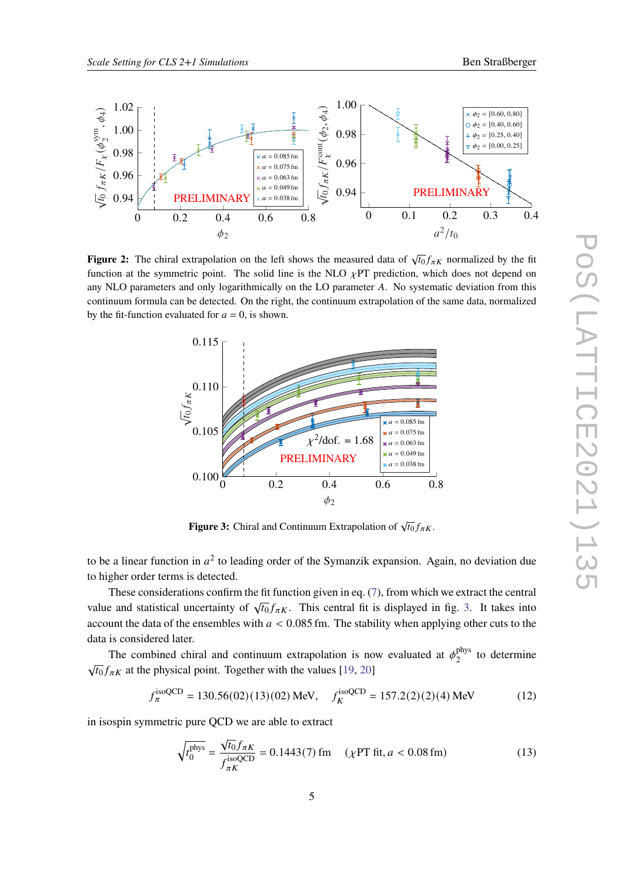**Figure 2:** The chiral extrapolation on the left shows the measured data of $\sqrt{t_0} f_{\pi K}$ normalized by the fit function at the symmetric point. The solid line is the NLO $\chi$PT prediction, which does not depend on any NLO parameters and only logarithmically on the LO parameter $A$. No systematic deviation from this continuum formula can be detected. On the right, the continuum extrapolation of the same data, normalized by the fit-function evaluated for $a = 0$, is shown.

**Figure 3:** Chiral and Continuum Extrapolation of $\sqrt{t_0} f_{\pi K}$.

to be a linear function in $a^2$ to leading order of the Symanzik expansion. Again, no deviation due to higher order terms is detected.

These considerations confirm the fit function given in eq. (7), from which we extract the central value and statistical uncertainty of $\sqrt{t_0} f_{\pi K}$. This central fit is displayed in fig. 3. It takes into account the data of the ensembles with $a < 0.085$ fm. The stability when applying other cuts to the data is considered later.

The combined chiral and continuum extrapolation is now evaluated at $\phi_2^{\text{phys}}$ to determine $\sqrt{t_0} f_{\pi K}$ at the physical point. Together with the values [19, 20]

$$f_\pi^{\text{isoQCD}} = 130.56(02)(13)(02)\ \text{MeV}, \quad f_K^{\text{isoQCD}} = 157.2(2)(2)(4)\ \text{MeV} \tag{12}$$

in isospin symmetric pure QCD we are able to extract

$$\sqrt{t_0^{\text{phys}}} = \frac{\sqrt{t_0} f_{\pi K}}{f_{\pi K}^{\text{isoQCD}}} = 0.1443(7)\ \text{fm} \quad (\chi\text{PT fit}, a < 0.08\ \text{fm}) \tag{13}$$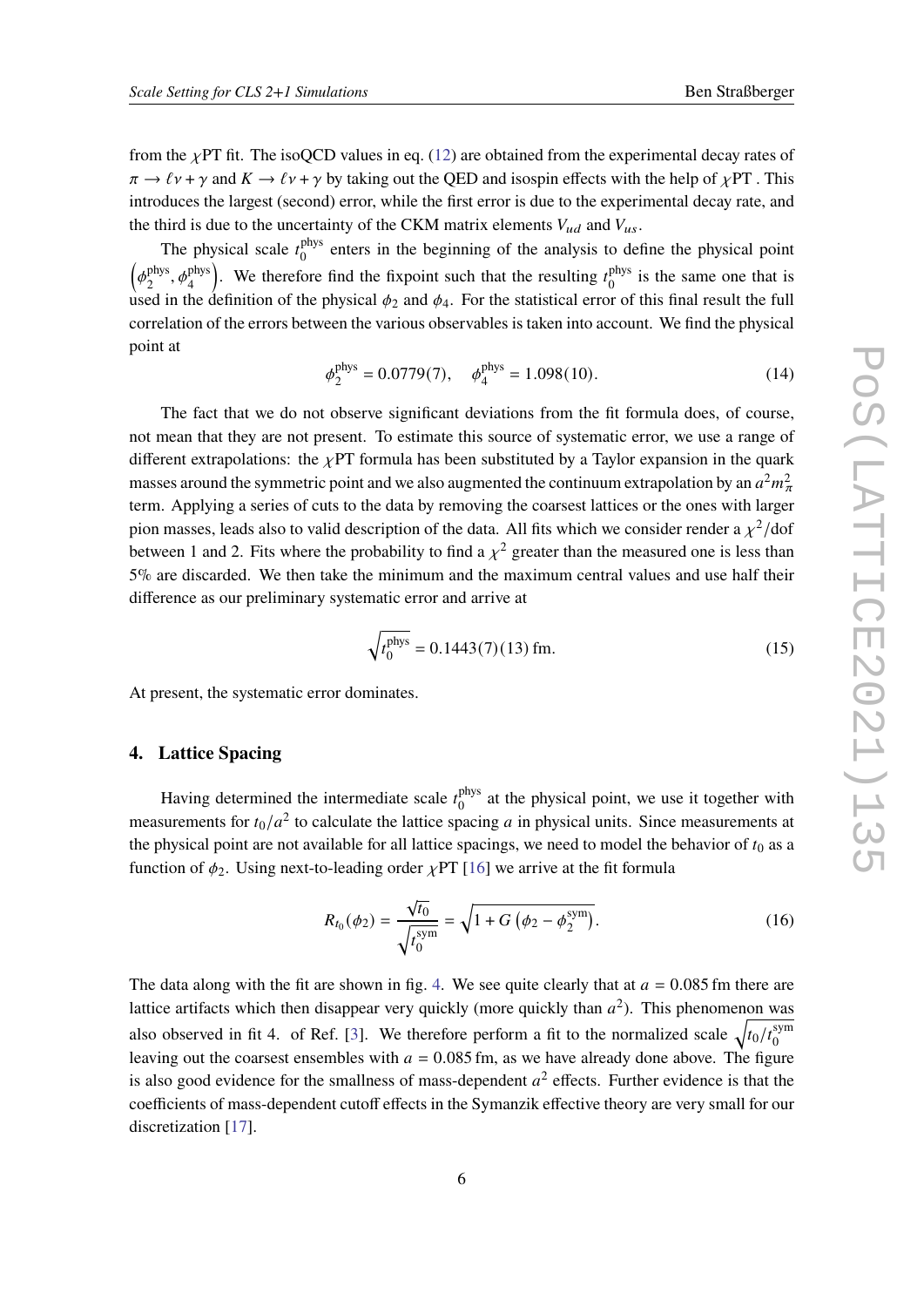from the $\chi$PT fit. The isoQCD values in eq. (12) are obtained from the experimental decay rates of $\pi \to \ell\nu + \gamma$ and $K \to \ell\nu + \gamma$ by taking out the QED and isospin effects with the help of $\chi$PT . This introduces the largest (second) error, while the first error is due to the experimental decay rate, and the third is due to the uncertainty of the CKM matrix elements $V_{ud}$ and $V_{us}$.

The physical scale $t_0^{\text{phys}}$ enters in the beginning of the analysis to define the physical point $\left(\phi_2^{\text{phys}}, \phi_4^{\text{phys}}\right)$. We therefore find the fixpoint such that the resulting $t_0^{\text{phys}}$ is the same one that is used in the definition of the physical $\phi_2$ and $\phi_4$. For the statistical error of this final result the full correlation of the errors between the various observables is taken into account. We find the physical point at

$$\phi_2^{\text{phys}} = 0.0779(7), \quad \phi_4^{\text{phys}} = 1.098(10). \tag{14}$$

The fact that we do not observe significant deviations from the fit formula does, of course, not mean that they are not present. To estimate this source of systematic error, we use a range of different extrapolations: the $\chi$PT formula has been substituted by a Taylor expansion in the quark masses around the symmetric point and we also augmented the continuum extrapolation by an $a^2 m_\pi^2$ term. Applying a series of cuts to the data by removing the coarsest lattices or the ones with larger pion masses, leads also to valid description of the data. All fits which we consider render a $\chi^2$/dof between 1 and 2. Fits where the probability to find a $\chi^2$ greater than the measured one is less than 5% are discarded. We then take the minimum and the maximum central values and use half their difference as our preliminary systematic error and arrive at

$$\sqrt{t_0^{\text{phys}}} = 0.1443(7)(13)\,\text{fm}. \tag{15}$$

At present, the systematic error dominates.

## 4. Lattice Spacing

Having determined the intermediate scale $t_0^{\text{phys}}$ at the physical point, we use it together with measurements for $t_0/a^2$ to calculate the lattice spacing $a$ in physical units. Since measurements at the physical point are not available for all lattice spacings, we need to model the behavior of $t_0$ as a function of $\phi_2$. Using next-to-leading order $\chi$PT [16] we arrive at the fit formula

$$R_{t_0}(\phi_2) = \frac{\sqrt{t_0}}{\sqrt{t_0^{\text{sym}}}} = \sqrt{1 + G\left(\phi_2 - \phi_2^{\text{sym}}\right)}. \tag{16}$$

The data along with the fit are shown in fig. 4. We see quite clearly that at $a = 0.085$ fm there are lattice artifacts which then disappear very quickly (more quickly than $a^2$). This phenomenon was also observed in fit 4. of Ref. [3]. We therefore perform a fit to the normalized scale $\sqrt{t_0/t_0^{\text{sym}}}$ leaving out the coarsest ensembles with $a = 0.085$ fm, as we have already done above. The figure is also good evidence for the smallness of mass-dependent $a^2$ effects. Further evidence is that the coefficients of mass-dependent cutoff effects in the Symanzik effective theory are very small for our discretization [17].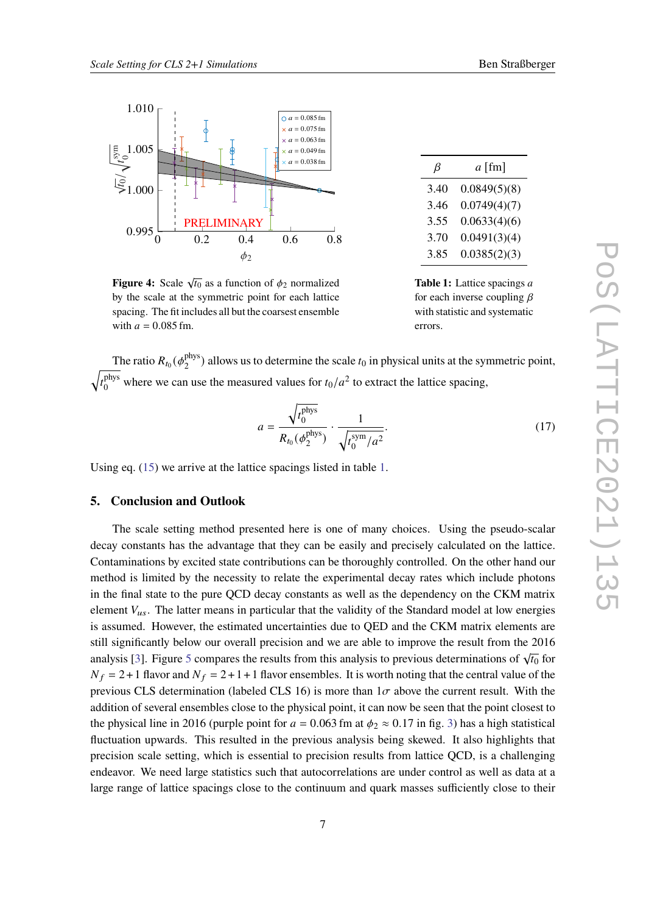**Figure 4:** Scale $\sqrt{t_0}$ as a function of $\phi_2$ normalized by the scale at the symmetric point for each lattice spacing. The fit includes all but the coarsest ensemble with $a = 0.085$ fm.

| $\beta$ | $a$ [fm] |
|---|---|
| 3.40 | 0.0849(5)(8) |
| 3.46 | 0.0749(4)(7) |
| 3.55 | 0.0633(4)(6) |
| 3.70 | 0.0491(3)(4) |
| 3.85 | 0.0385(2)(3) |

**Table 1:** Lattice spacings $a$ for each inverse coupling $\beta$ with statistic and systematic errors.

The ratio $R_{t_0}(\phi_2^{\rm phys})$ allows us to determine the scale $t_0$ in physical units at the symmetric point, $\sqrt{t_0^{\rm phys}}$ where we can use the measured values for $t_0/a^2$ to extract the lattice spacing,

$$a = \frac{\sqrt{t_0^{\rm phys}}}{R_{t_0}(\phi_2^{\rm phys})} \cdot \frac{1}{\sqrt{t_0^{\rm sym}/a^2}}. \tag{17}$$

Using eq. (15) we arrive at the lattice spacings listed in table 1.

## 5. Conclusion and Outlook

The scale setting method presented here is one of many choices. Using the pseudo-scalar decay constants has the advantage that they can be easily and precisely calculated on the lattice. Contaminations by excited state contributions can be thoroughly controlled. On the other hand our method is limited by the necessity to relate the experimental decay rates which include photons in the final state to the pure QCD decay constants as well as the dependency on the CKM matrix element $V_{us}$. The latter means in particular that the validity of the Standard model at low energies is assumed. However, the estimated uncertainties due to QED and the CKM matrix elements are still significantly below our overall precision and we are able to improve the result from the 2016 analysis [3]. Figure 5 compares the results from this analysis to previous determinations of $\sqrt{t_0}$ for $N_f = 2+1$ flavor and $N_f = 2+1+1$ flavor ensembles. It is worth noting that the central value of the previous CLS determination (labeled CLS 16) is more than $1\sigma$ above the current result. With the addition of several ensembles close to the physical point, it can now be seen that the point closest to the physical line in 2016 (purple point for $a = 0.063$ fm at $\phi_2 \approx 0.17$ in fig. 3) has a high statistical fluctuation upwards. This resulted in the previous analysis being skewed. It also highlights that precision scale setting, which is essential to precision results from lattice QCD, is a challenging endeavor. We need large statistics such that autocorrelations are under control as well as data at a large range of lattice spacings close to the continuum and quark masses sufficiently close to their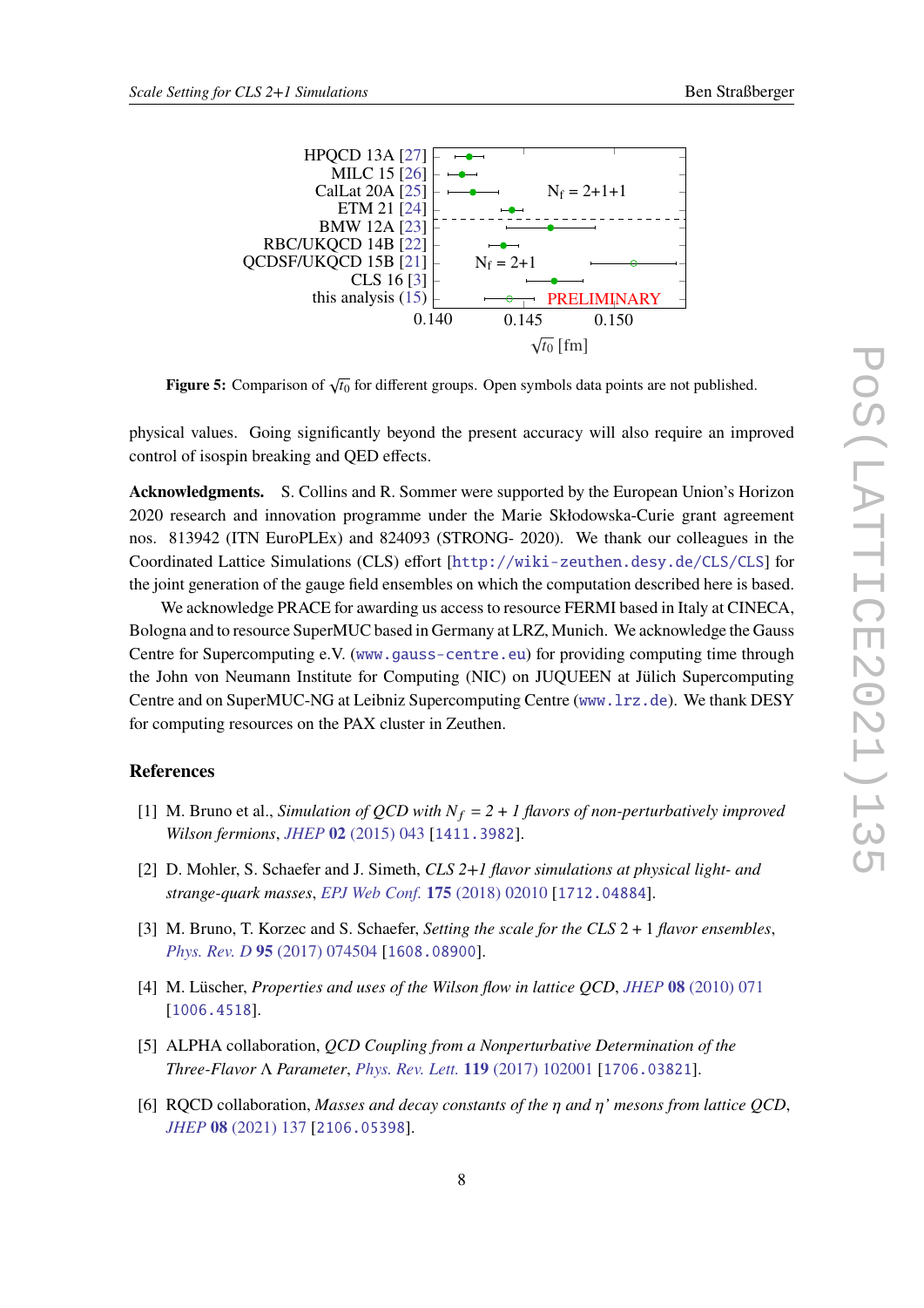Figure 5: Comparison of $\sqrt{t_0}$ for different groups. Open symbols data points are not published.

physical values. Going significantly beyond the present accuracy will also require an improved control of isospin breaking and QED effects.

**Acknowledgments.** S. Collins and R. Sommer were supported by the European Union's Horizon 2020 research and innovation programme under the Marie Skłodowska-Curie grant agreement nos. 813942 (ITN EuroPLEx) and 824093 (STRONG- 2020). We thank our colleagues in the Coordinated Lattice Simulations (CLS) effort [http://wiki-zeuthen.desy.de/CLS/CLS] for the joint generation of the gauge field ensembles on which the computation described here is based.

We acknowledge PRACE for awarding us access to resource FERMI based in Italy at CINECA, Bologna and to resource SuperMUC based in Germany at LRZ, Munich. We acknowledge the Gauss Centre for Supercomputing e.V. (www.gauss-centre.eu) for providing computing time through the John von Neumann Institute for Computing (NIC) on JUQUEEN at Jülich Supercomputing Centre and on SuperMUC-NG at Leibniz Supercomputing Centre (www.lrz.de). We thank DESY for computing resources on the PAX cluster in Zeuthen.

## References

[1] M. Bruno et al., *Simulation of QCD with $N_f = 2 + 1$ flavors of non-perturbatively improved Wilson fermions*, *JHEP* **02** (2015) 043 [1411.3982].

[2] D. Mohler, S. Schaefer and J. Simeth, *CLS 2+1 flavor simulations at physical light- and strange-quark masses*, *EPJ Web Conf.* **175** (2018) 02010 [1712.04884].

[3] M. Bruno, T. Korzec and S. Schaefer, *Setting the scale for the CLS 2 + 1 flavor ensembles*, *Phys. Rev. D* **95** (2017) 074504 [1608.08900].

[4] M. Lüscher, *Properties and uses of the Wilson flow in lattice QCD*, *JHEP* **08** (2010) 071 [1006.4518].

[5] ALPHA collaboration, *QCD Coupling from a Nonperturbative Determination of the Three-Flavor Λ Parameter*, *Phys. Rev. Lett.* **119** (2017) 102001 [1706.03821].

[6] RQCD collaboration, *Masses and decay constants of the η and η' mesons from lattice QCD*, *JHEP* **08** (2021) 137 [2106.05398].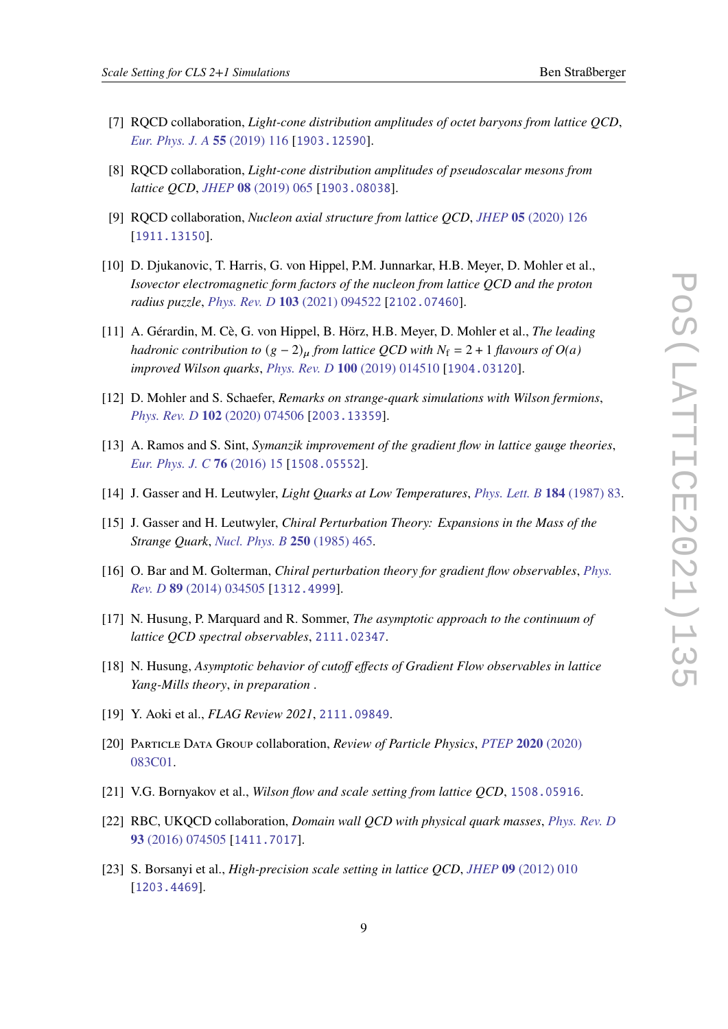[7] RQCD collaboration, *Light-cone distribution amplitudes of octet baryons from lattice QCD*, *Eur. Phys. J. A* **55** (2019) 116 [1903.12590].

[8] RQCD collaboration, *Light-cone distribution amplitudes of pseudoscalar mesons from lattice QCD*, *JHEP* **08** (2019) 065 [1903.08038].

[9] RQCD collaboration, *Nucleon axial structure from lattice QCD*, *JHEP* **05** (2020) 126 [1911.13150].

[10] D. Djukanovic, T. Harris, G. von Hippel, P.M. Junnarkar, H.B. Meyer, D. Mohler et al., *Isovector electromagnetic form factors of the nucleon from lattice QCD and the proton radius puzzle*, *Phys. Rev. D* **103** (2021) 094522 [2102.07460].

[11] A. Gérardin, M. Cè, G. von Hippel, B. Hörz, H.B. Meyer, D. Mohler et al., *The leading hadronic contribution to $(g-2)_\mu$ from lattice QCD with $N_f = 2+1$ flavours of $O(a)$ improved Wilson quarks*, *Phys. Rev. D* **100** (2019) 014510 [1904.03120].

[12] D. Mohler and S. Schaefer, *Remarks on strange-quark simulations with Wilson fermions*, *Phys. Rev. D* **102** (2020) 074506 [2003.13359].

[13] A. Ramos and S. Sint, *Symanzik improvement of the gradient flow in lattice gauge theories*, *Eur. Phys. J. C* **76** (2016) 15 [1508.05552].

[14] J. Gasser and H. Leutwyler, *Light Quarks at Low Temperatures*, *Phys. Lett. B* **184** (1987) 83.

[15] J. Gasser and H. Leutwyler, *Chiral Perturbation Theory: Expansions in the Mass of the Strange Quark*, *Nucl. Phys. B* **250** (1985) 465.

[16] O. Bar and M. Golterman, *Chiral perturbation theory for gradient flow observables*, *Phys. Rev. D* **89** (2014) 034505 [1312.4999].

[17] N. Husung, P. Marquard and R. Sommer, *The asymptotic approach to the continuum of lattice QCD spectral observables*, 2111.02347.

[18] N. Husung, *Asymptotic behavior of cutoff effects of Gradient Flow observables in lattice Yang-Mills theory*, *in preparation* .

[19] Y. Aoki et al., *FLAG Review 2021*, 2111.09849.

[20] Particle Data Group collaboration, *Review of Particle Physics*, *PTEP* **2020** (2020) 083C01.

[21] V.G. Bornyakov et al., *Wilson flow and scale setting from lattice QCD*, 1508.05916.

[22] RBC, UKQCD collaboration, *Domain wall QCD with physical quark masses*, *Phys. Rev. D* **93** (2016) 074505 [1411.7017].

[23] S. Borsanyi et al., *High-precision scale setting in lattice QCD*, *JHEP* **09** (2012) 010 [1203.4469].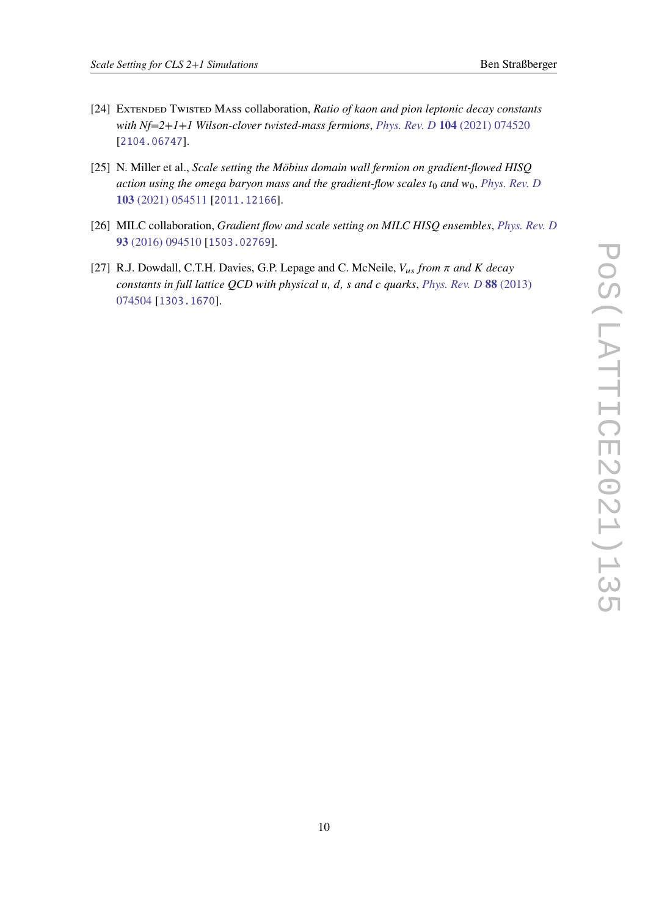[24] Extended Twisted Mass collaboration, *Ratio of kaon and pion leptonic decay constants with Nf=2+1+1 Wilson-clover twisted-mass fermions*, *Phys. Rev. D* **104** (2021) 074520 [2104.06747].

[25] N. Miller et al., *Scale setting the Möbius domain wall fermion on gradient-flowed HISQ action using the omega baryon mass and the gradient-flow scales $t_0$ and $w_0$*, *Phys. Rev. D* **103** (2021) 054511 [2011.12166].

[26] MILC collaboration, *Gradient flow and scale setting on MILC HISQ ensembles*, *Phys. Rev. D* **93** (2016) 094510 [1503.02769].

[27] R.J. Dowdall, C.T.H. Davies, G.P. Lepage and C. McNeile, *$V_{us}$ from $\pi$ and $K$ decay constants in full lattice QCD with physical u, d, s and c quarks*, *Phys. Rev. D* **88** (2013) 074504 [1303.1670].